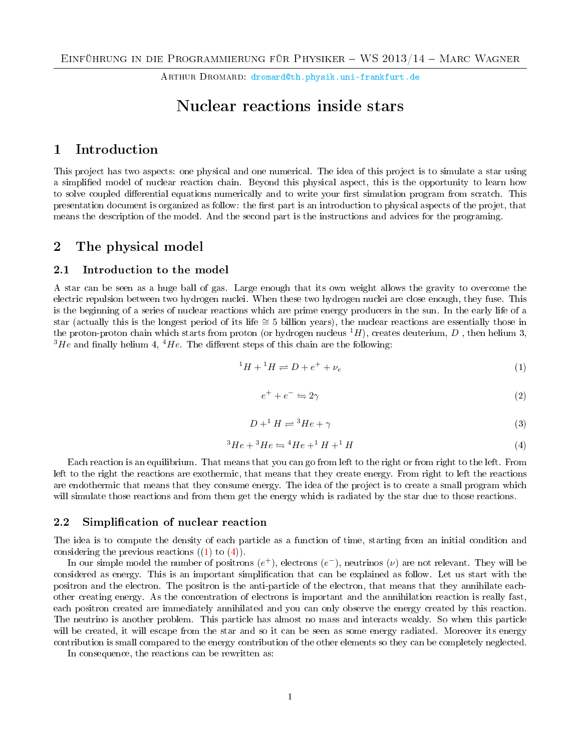Einführung in die Programmierung für Physiker – WS 2013/14 – Marc Wagner

Arthur Dromard: dromard@th.physik.uni-frankfurt.de

# Nuclear reactions inside stars

## 1 Introduction

This project has two aspects: one physical and one numerical. The idea of this project is to simulate a star using a simplified model of nuclear reaction chain. Beyond this physical aspect, this is the opportunity to learn how to solve coupled differential equations numerically and to write your first simulation program from scratch. This presentation document is organized as follow: the first part is an introduction to physical aspects of the projet, that means the description of the model. And the second part is the instructions and advices for the programing.

## 2 The physical model

### 2.1 Introduction to the model

A star can be seen as a huge ball of gas. Large enough that its own weight allows the gravity to overcome the electric repulsion between two hydrogen nuclei. When these two hydrogen nuclei are close enough, they fuse. This is the beginning of a series of nuclear reactions which are prime energy producers in the sun. In the early life of a star (actually this is the longest period of its life $\cong 5$ billion years), the nuclear reactions are essentially those in the proton-proton chain which starts from proton (or hydrogen nucleus $^1H$), creates deuterium, $D$ , then helium 3, $^3He$ and finally helium 4, $^4He$. The different steps of this chain are the following:

$$^1H + {}^1H \rightleftharpoons D + e^+ + \nu_e \tag{1}$$

$$e^+ + e^- \leftrightharpoons 2\gamma \tag{2}$$

$$D + {}^1H \rightleftharpoons {}^3He + \gamma \tag{3}$$

$$^3He + {}^3He \leftrightharpoons {}^4He + {}^1H + {}^1H \tag{4}$$

Each reaction is an equilibrium. That means that you can go from left to the right or from right to the left. From left to the right the reactions are exothermic, that means that they create energy. From right to left the reactions are endothermic that means that they consume energy. The idea of the project is to create a small program which will simulate those reactions and from them get the energy which is radiated by the star due to those reactions.

### 2.2 Simplification of nuclear reaction

The idea is to compute the density of each particle as a function of time, starting from an initial condition and considering the previous reactions ((1) to (4)).

In our simple model the number of positrons ($e^+$), electrons ($e^-$), neutrinos ($\nu$) are not relevant. They will be considered as energy. This is an important simplification that can be explained as follow. Let us start with the positron and the electron. The positron is the anti-particle of the electron, that means that they annihilate each-other creating energy. As the concentration of electrons is important and the annihilation reaction is really fast, each positron created are immediately annihilated and you can only observe the energy created by this reaction. The neutrino is another problem. This particle has almost no mass and interacts weakly. So when this particle will be created, it will escape from the star and so it can be seen as some energy radiated. Moreover its energy contribution is small compared to the energy contribution of the other elements so they can be completely neglected.

In consequence, the reactions can be rewritten as: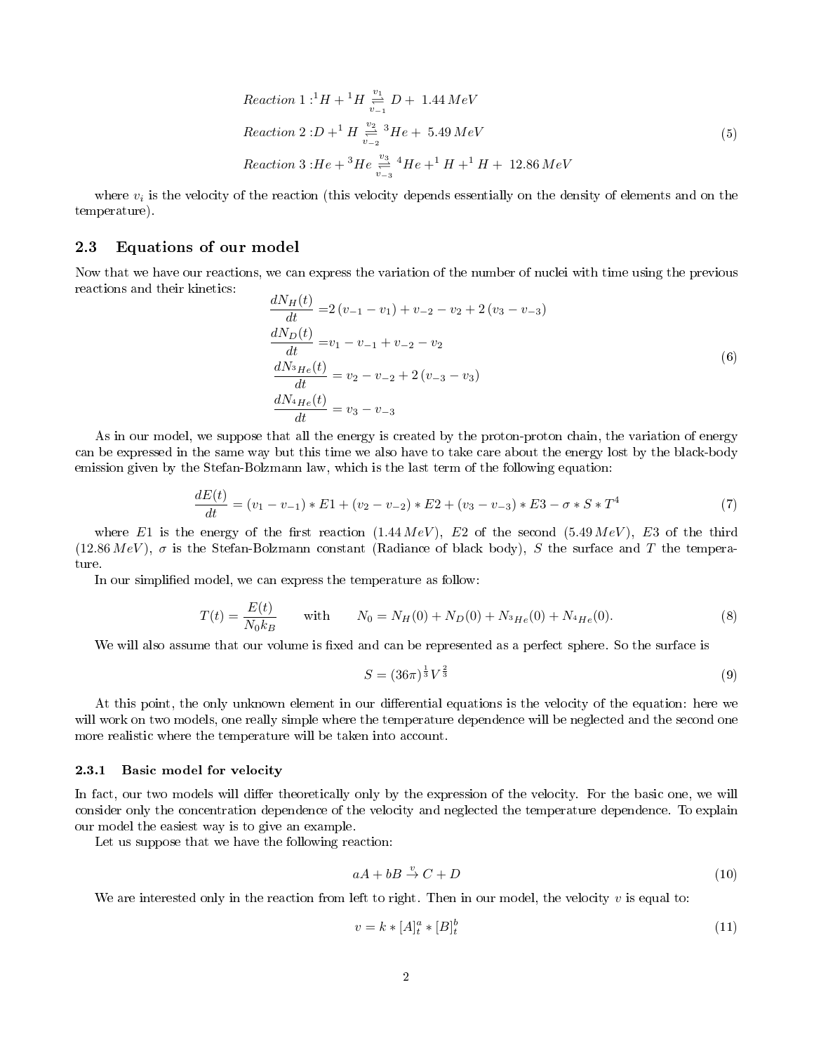$$
\begin{aligned}
&Reaction\ 1: {}^1H + {}^1H \underset{v_{-1}}{\overset{v_1}{\rightleftharpoons}} D +\ 1.44\,MeV \\
&Reaction\ 2: D + {}^1H \underset{v_{-2}}{\overset{v_2}{\rightleftharpoons}} {}^3He +\ 5.49\,MeV \\
&Reaction\ 3: He + {}^3He \underset{v_{-3}}{\overset{v_3}{\rightleftharpoons}} {}^4He + {}^1H + {}^1H +\ 12.86\,MeV
\end{aligned}
\tag{5}
$$

where $v_i$ is the velocity of the reaction (this velocity depends essentially on the density of elements and on the temperature).

## 2.3 Equations of our model

Now that we have our reactions, we can express the variation of the number of nuclei with time using the previous reactions and their kinetics:

$$
\begin{aligned}
\frac{dN_H(t)}{dt} &= 2\,(v_{-1} - v_1) + v_{-2} - v_2 + 2\,(v_3 - v_{-3}) \\
\frac{dN_D(t)}{dt} &= v_1 - v_{-1} + v_{-2} - v_2 \\
\frac{dN_{^3He}(t)}{dt} &= v_2 - v_{-2} + 2\,(v_{-3} - v_3) \\
\frac{dN_{^4He}(t)}{dt} &= v_3 - v_{-3}
\end{aligned}
\tag{6}
$$

As in our model, we suppose that all the energy is created by the proton-proton chain, the variation of energy can be expressed in the same way but this time we also have to take care about the energy lost by the black-body emission given by the Stefan-Bolzmann law, which is the last term of the following equation:

$$
\frac{dE(t)}{dt} = (v_1 - v_{-1}) * E1 + (v_2 - v_{-2}) * E2 + (v_3 - v_{-3}) * E3 - \sigma * S * T^4 \tag{7}
$$

where $E1$ is the energy of the first reaction ($1.44\,MeV$), $E2$ of the second ($5.49\,MeV$), $E3$ of the third ($12.86\,MeV$), $\sigma$ is the Stefan-Bolzmann constant (Radiance of black body), $S$ the surface and $T$ the temperature.

In our simplified model, we can express the temperature as follow:

$$
T(t) = \frac{E(t)}{N_0 k_B} \qquad \text{with} \qquad N_0 = N_H(0) + N_D(0) + N_{^3He}(0) + N_{^4He}(0). \tag{8}
$$

We will also assume that our volume is fixed and can be represented as a perfect sphere. So the surface is

$$
S = (36\pi)^{\frac{1}{3}} V^{\frac{2}{3}} \tag{9}
$$

At this point, the only unknown element in our differential equations is the velocity of the equation: here we will work on two models, one really simple where the temperature dependence will be neglected and the second one more realistic where the temperature will be taken into account.

### 2.3.1 Basic model for velocity

In fact, our two models will differ theoretically only by the expression of the velocity. For the basic one, we will consider only the concentration dependence of the velocity and neglected the temperature dependence. To explain our model the easiest way is to give an example.

Let us suppose that we have the following reaction:

$$
aA + bB \overset{v}{\rightarrow} C + D \tag{10}
$$

We are interested only in the reaction from left to right. Then in our model, the velocity $v$ is equal to:

$$
v = k * [A]_t^a * [B]_t^b \tag{11}
$$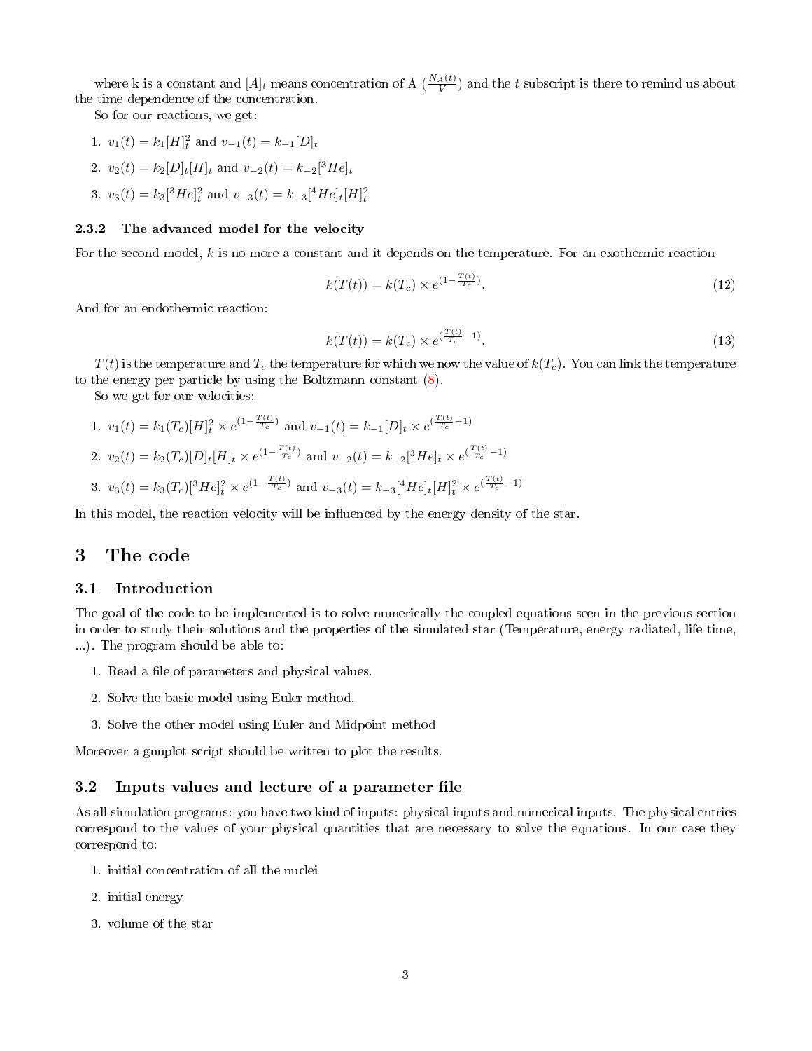where k is a constant and $[A]_t$ means concentration of A ($\frac{N_A(t)}{V}$) and the $t$ subscript is there to remind us about the time dependence of the concentration.

So for our reactions, we get:

1. $v_1(t) = k_1[H]_t^2$ and $v_{-1}(t) = k_{-1}[D]_t$
2. $v_2(t) = k_2[D]_t[H]_t$ and $v_{-2}(t) = k_{-2}[^3He]_t$
3. $v_3(t) = k_3[^3He]_t^2$ and $v_{-3}(t) = k_{-3}[^4He]_t[H]_t^2$

#### 2.3.2 The advanced model for the velocity

For the second model, $k$ is no more a constant and it depends on the temperature. For an exothermic reaction

$$k(T(t)) = k(T_c) \times e^{(1-\frac{T(t)}{T_c})}. \tag{12}$$

And for an endothermic reaction:

$$k(T(t)) = k(T_c) \times e^{(\frac{T(t)}{T_c}-1)}. \tag{13}$$

$T(t)$ is the temperature and $T_c$ the temperature for which we now the value of $k(T_c)$. You can link the temperature to the energy per particle by using the Boltzmann constant (8).

So we get for our velocities:

1. $v_1(t) = k_1(T_c)[H]_t^2 \times e^{(1-\frac{T(t)}{T_c})}$ and $v_{-1}(t) = k_{-1}[D]_t \times e^{(\frac{T(t)}{T_c}-1)}$
2. $v_2(t) = k_2(T_c)[D]_t[H]_t \times e^{(1-\frac{T(t)}{T_c})}$ and $v_{-2}(t) = k_{-2}[^3He]_t \times e^{(\frac{T(t)}{T_c}-1)}$
3. $v_3(t) = k_3(T_c)[^3He]_t^2 \times e^{(1-\frac{T(t)}{T_c})}$ and $v_{-3}(t) = k_{-3}[^4He]_t[H]_t^2 \times e^{(\frac{T(t)}{T_c}-1)}$

In this model, the reaction velocity will be influenced by the energy density of the star.

# 3 The code

## 3.1 Introduction

The goal of the code to be implemented is to solve numerically the coupled equations seen in the previous section in order to study their solutions and the properties of the simulated star (Temperature, energy radiated, life time, ...). The program should be able to:

1. Read a file of parameters and physical values.
2. Solve the basic model using Euler method.
3. Solve the other model using Euler and Midpoint method

Moreover a gnuplot script should be written to plot the results.

## 3.2 Inputs values and lecture of a parameter file

As all simulation programs: you have two kind of inputs: physical inputs and numerical inputs. The physical entries correspond to the values of your physical quantities that are necessary to solve the equations. In our case they correspond to:

1. initial concentration of all the nuclei
2. initial energy
3. volume of the star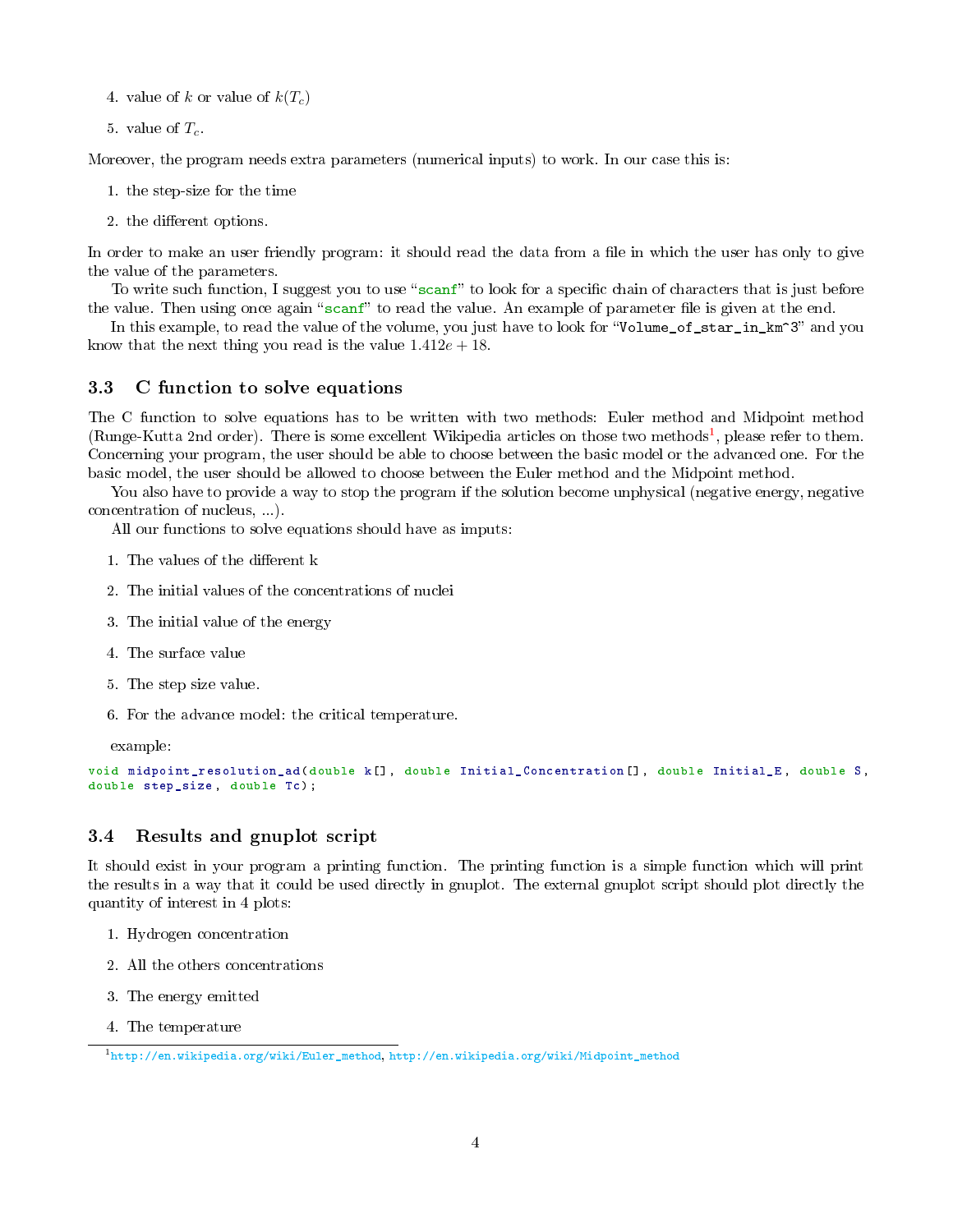4. value of $k$ or value of $k(T_c)$
5. value of $T_c$.

Moreover, the program needs extra parameters (numerical inputs) to work. In our case this is:

1. the step-size for the time
2. the different options.

In order to make an user friendly program: it should read the data from a file in which the user has only to give the value of the parameters.

To write such function, I suggest you to use "scanf" to look for a specific chain of characters that is just before the value. Then using once again "scanf" to read the value. An example of parameter file is given at the end.

In this example, to read the value of the volume, you just have to look for "`Volume_of_star_in_km^3`" and you know that the next thing you read is the value $1.412e + 18$.

### 3.3 C function to solve equations

The C function to solve equations has to be written with two methods: Euler method and Midpoint method (Runge-Kutta 2nd order). There is some excellent Wikipedia articles on those two methods[1], please refer to them. Concerning your program, the user should be able to choose between the basic model or the advanced one. For the basic model, the user should be allowed to choose between the Euler method and the Midpoint method.

You also have to provide a way to stop the program if the solution become unphysical (negative energy, negative concentration of nucleus, ...).

All our functions to solve equations should have as imputs:

1. The values of the different k
2. The initial values of the concentrations of nuclei
3. The initial value of the energy
4. The surface value
5. The step size value.
6. For the advance model: the critical temperature.

example:

```
void midpoint_resolution_ad(double k[], double Initial_Concentration[], double Initial_E, double S,
double step_size, double Tc);
```

### 3.4 Results and gnuplot script

It should exist in your program a printing function. The printing function is a simple function which will print the results in a way that it could be used directly in gnuplot. The external gnuplot script should plot directly the quantity of interest in 4 plots:

1. Hydrogen concentration
2. All the others concentrations
3. The energy emitted
4. The temperature

[1] http://en.wikipedia.org/wiki/Euler_method, http://en.wikipedia.org/wiki/Midpoint_method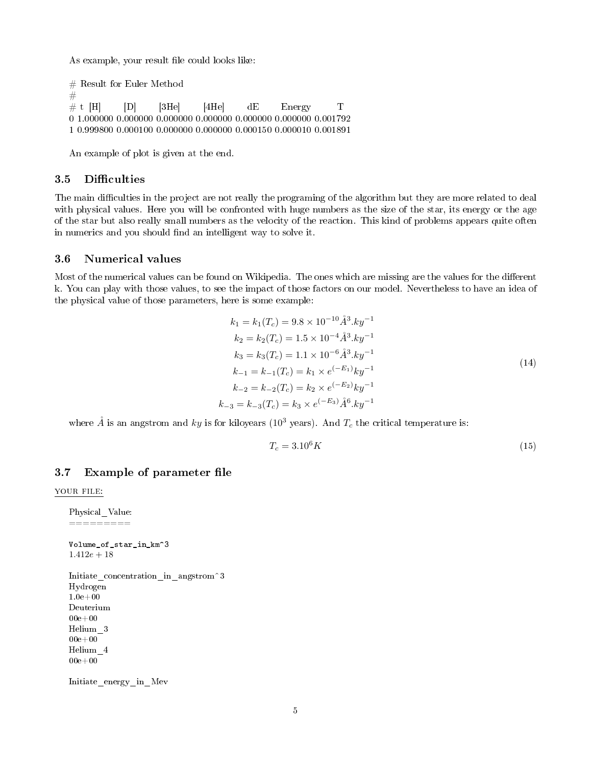As example, your result file could looks like:

```
# Result for Euler Method
#
# t  [H]       [D]       [3He]     [4He]     dE        Energy    T
0 1.000000 0.000000 0.000000 0.000000 0.000000 0.000000 0.001792
1 0.999800 0.000100 0.000000 0.000000 0.000150 0.000010 0.001891
```

An example of plot is given at the end.

### 3.5 Difficulties

The main difficulties in the project are not really the programing of the algorithm but they are more related to deal with physical values. Here you will be confronted with huge numbers as the size of the star, its energy or the age of the star but also really small numbers as the velocity of the reaction. This kind of problems appears quite often in numerics and you should find an intelligent way to solve it.

### 3.6 Numerical values

Most of the numerical values can be found on Wikipedia. The ones which are missing are the values for the different k. You can play with those values, to see the impact of those factors on our model. Nevertheless to have an idea of the physical value of those parameters, here is some example:

$$
\begin{aligned}
k_1 = k_1(T_c) &= 9.8 \times 10^{-10} \mathring{A}^3.ky^{-1} \\
k_2 = k_2(T_c) &= 1.5 \times 10^{-4} \mathring{A}^3.ky^{-1} \\
k_3 = k_3(T_c) &= 1.1 \times 10^{-6} \mathring{A}^3.ky^{-1} \\
k_{-1} = k_{-1}(T_c) &= k_1 \times e^{(-E_1)} ky^{-1} \\
k_{-2} = k_{-2}(T_c) &= k_2 \times e^{(-E_2)} ky^{-1} \\
k_{-3} = k_{-3}(T_c) &= k_3 \times e^{(-E_3)} \mathring{A}^6.ky^{-1}
\end{aligned}
\tag{14}
$$

where $\mathring{A}$ is an angstrom and $ky$ is for kiloyears ($10^3$ years). And $T_c$ the critical temperature is:

$$
T_c = 3.10^6 K \tag{15}
$$

### 3.7 Example of parameter file

YOUR FILE:

```
Physical_Value:
=========

Volume_of_star_in_km^3
1.412e + 18

Initiate_concentration_in_angstrom^3
Hydrogen
1.0e+00
Deuterium
00e+00
Helium_3
00e+00
Helium_4
00e+00

Initiate_energy_in_Mev
```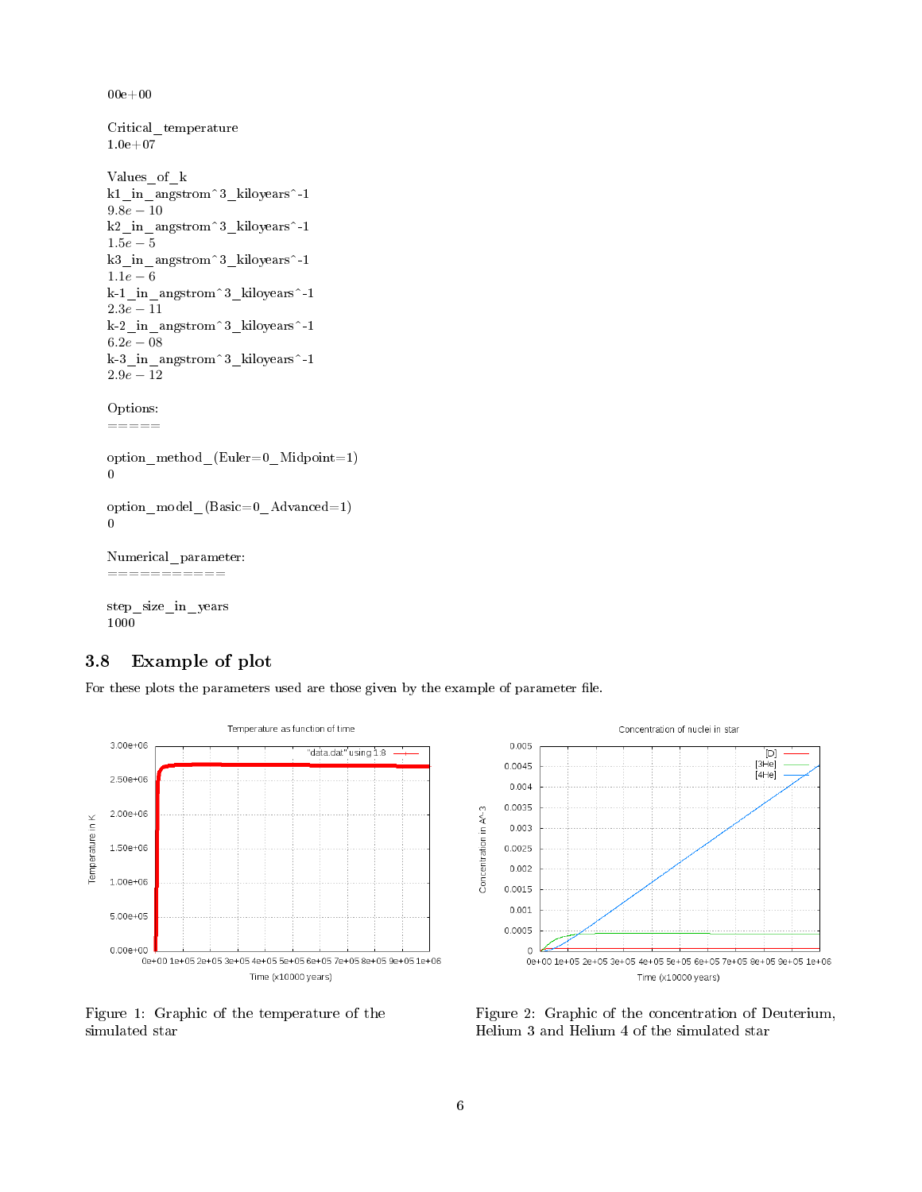00e+00

Critical_temperature
1.0e+07

Values_of_k
k1_in_angstrom^3_kiloyears^-1
$9.8e-10$
k2_in_angstrom^3_kiloyears^-1
$1.5e-5$
k3_in_angstrom^3_kiloyears^-1
$1.1e-6$
k-1_in_angstrom^3_kiloyears^-1
$2.3e-11$
k-2_in_angstrom^3_kiloyears^-1
$6.2e-08$
k-3_in_angstrom^3_kiloyears^-1
$2.9e-12$

Options:
=====

option_method_(Euler=0_Midpoint=1)
0

option_model_(Basic=0_Advanced=1)
0

Numerical_parameter:
==========

step_size_in_years
1000

### 3.8 Example of plot

For these plots the parameters used are those given by the example of parameter file.

Temperature as function of time
"data.dat" using 1:8
Temperature in K
3.00e+06
2.50e+06
2.00e+06
1.50e+06
1.00e+06
5.00e+05
0.00e+00
0e+00 1e+05 2e+05 3e+05 4e+05 5e+05 6e+05 7e+05 8e+05 9e+05 1e+06
Time (x10000 years)

Figure 1: Graphic of the temperature of the simulated star

Concentration of nuclei in star
[D]
[3He]
[4He]
Concentration in A^-3
0.005
0.0045
0.004
0.0035
0.003
0.0025
0.002
0.0015
0.001
0.0005
0
0e+00 1e+05 2e+05 3e+05 4e+05 5e+05 6e+05 7e+05 8e+05 9e+05 1e+06
Time (x10000 years)

Figure 2: Graphic of the concentration of Deuterium, Helium 3 and Helium 4 of the simulated star